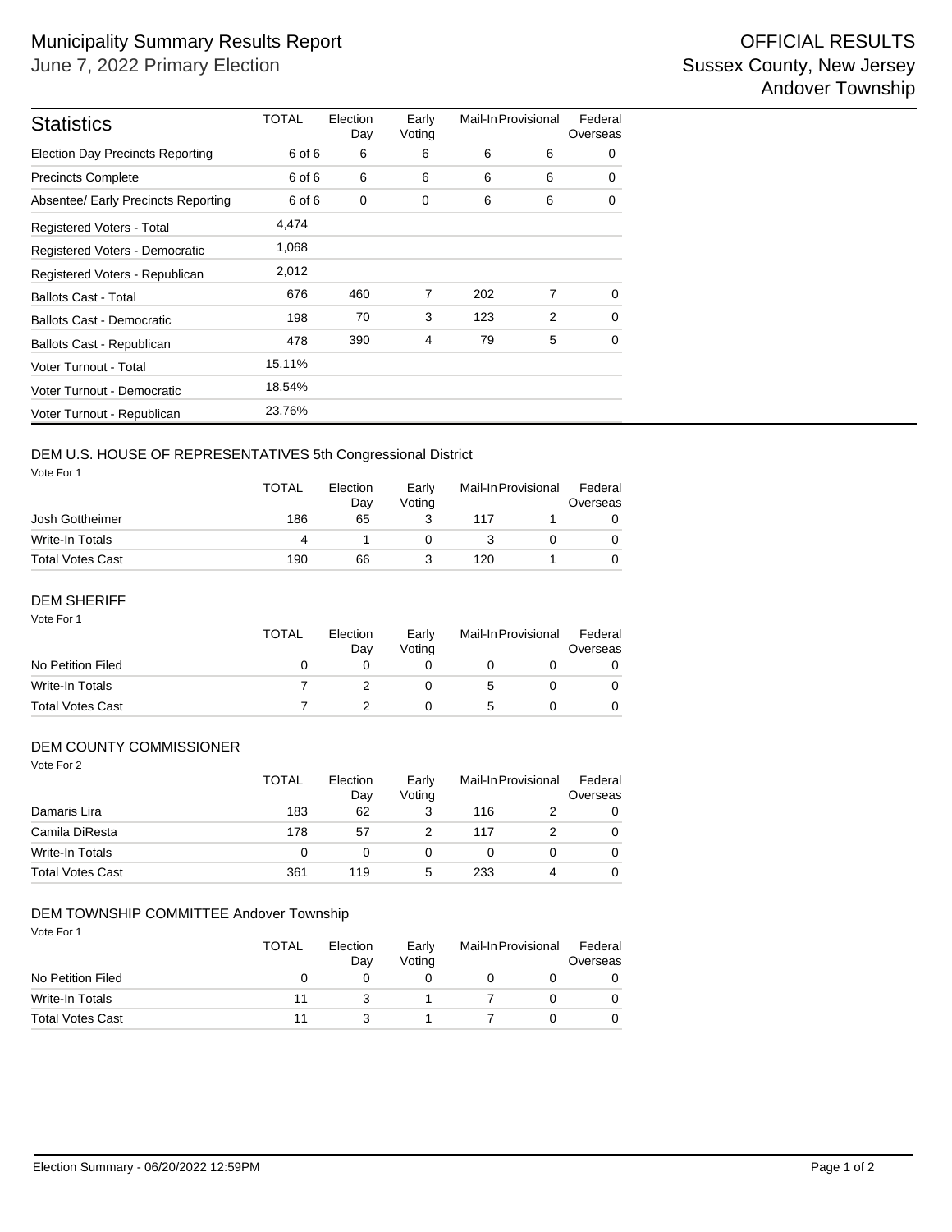# Municipality Summary Results Report

June 7, 2022 Primary Election

OFFICIAL RESULTS
Sussex County, New Jersey
Andover Township

| Statistics | TOTAL | Election Day | Early Voting | Mail-In | Provisional | Federal Overseas |
|---|---|---|---|---|---|---|
| Election Day Precincts Reporting | 6 of 6 | 6 | 6 | 6 | 6 | 0 |
| Precincts Complete | 6 of 6 | 6 | 6 | 6 | 6 | 0 |
| Absentee/ Early Precincts Reporting | 6 of 6 | 0 | 0 | 6 | 6 | 0 |
| Registered Voters - Total | 4,474 | | | | | |
| Registered Voters - Democratic | 1,068 | | | | | |
| Registered Voters - Republican | 2,012 | | | | | |
| Ballots Cast - Total | 676 | 460 | 7 | 202 | 7 | 0 |
| Ballots Cast - Democratic | 198 | 70 | 3 | 123 | 2 | 0 |
| Ballots Cast - Republican | 478 | 390 | 4 | 79 | 5 | 0 |
| Voter Turnout - Total | 15.11% | | | | | |
| Voter Turnout - Democratic | 18.54% | | | | | |
| Voter Turnout - Republican | 23.76% | | | | | |

## DEM U.S. HOUSE OF REPRESENTATIVES 5th Congressional District

Vote For 1

| | TOTAL | Election Day | Early Voting | Mail-In | Provisional | Federal Overseas |
|---|---|---|---|---|---|---|
| Josh Gottheimer | 186 | 65 | 3 | 117 | 1 | 0 |
| Write-In Totals | 4 | 1 | 0 | 3 | 0 | 0 |
| Total Votes Cast | 190 | 66 | 3 | 120 | 1 | 0 |

## DEM SHERIFF

Vote For 1

| | TOTAL | Election Day | Early Voting | Mail-In | Provisional | Federal Overseas |
|---|---|---|---|---|---|---|
| No Petition Filed | 0 | 0 | 0 | 0 | 0 | 0 |
| Write-In Totals | 7 | 2 | 0 | 5 | 0 | 0 |
| Total Votes Cast | 7 | 2 | 0 | 5 | 0 | 0 |

## DEM COUNTY COMMISSIONER

Vote For 2

| | TOTAL | Election Day | Early Voting | Mail-In | Provisional | Federal Overseas |
|---|---|---|---|---|---|---|
| Damaris Lira | 183 | 62 | 3 | 116 | 2 | 0 |
| Camila DiResta | 178 | 57 | 2 | 117 | 2 | 0 |
| Write-In Totals | 0 | 0 | 0 | 0 | 0 | 0 |
| Total Votes Cast | 361 | 119 | 5 | 233 | 4 | 0 |

## DEM TOWNSHIP COMMITTEE Andover Township

Vote For 1

| | TOTAL | Election Day | Early Voting | Mail-In | Provisional | Federal Overseas |
|---|---|---|---|---|---|---|
| No Petition Filed | 0 | 0 | 0 | 0 | 0 | 0 |
| Write-In Totals | 11 | 3 | 1 | 7 | 0 | 0 |
| Total Votes Cast | 11 | 3 | 1 | 7 | 0 | 0 |

Election Summary - 06/20/2022 12:59PM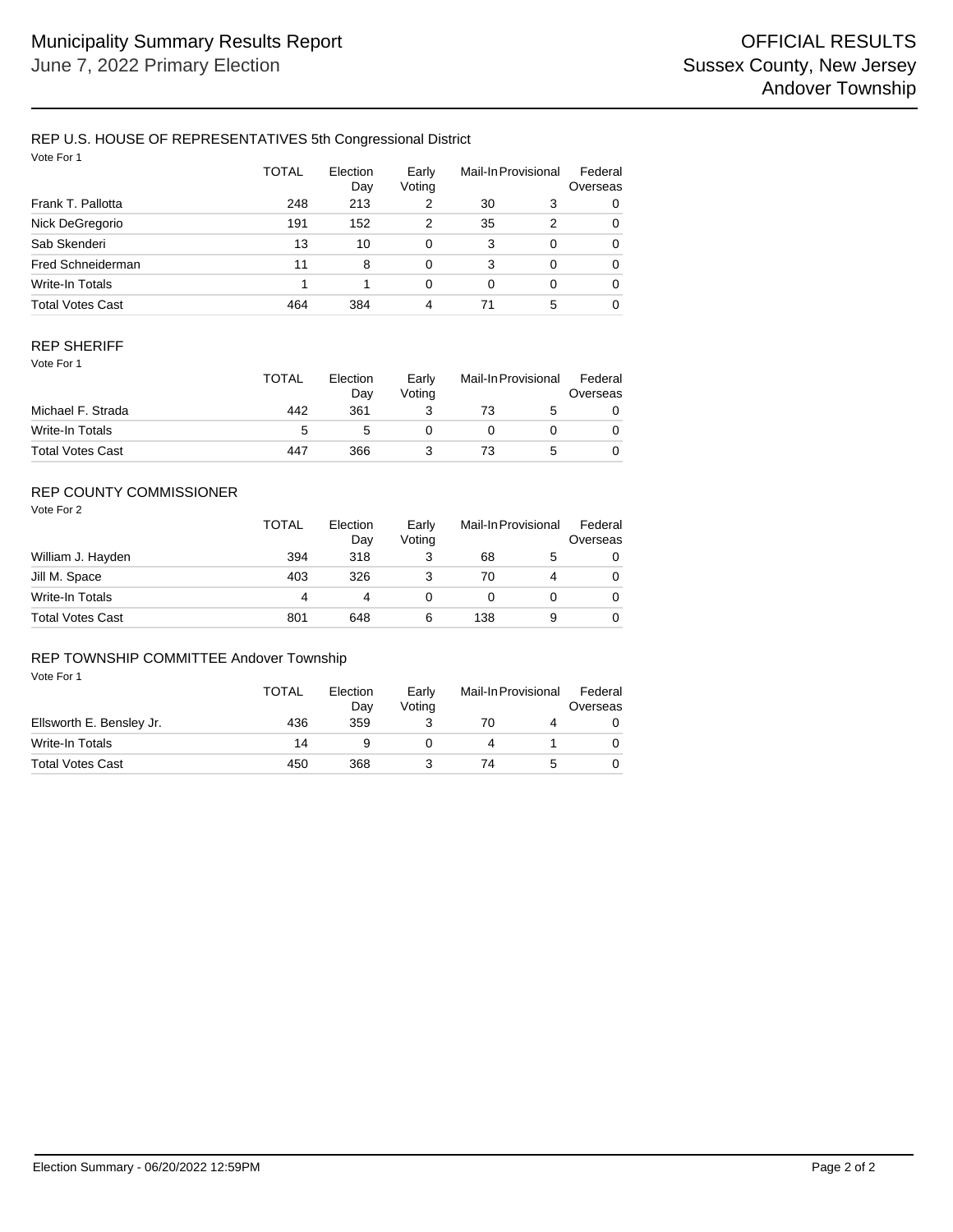# Municipality Summary Results Report

June 7, 2022 Primary Election

OFFICIAL RESULTS
Sussex County, New Jersey
Andover Township

## REP U.S. HOUSE OF REPRESENTATIVES 5th Congressional District

Vote For 1

| | TOTAL | Election Day | Early Voting | Mail-In | Provisional | Federal Overseas |
|---|---|---|---|---|---|---|
| Frank T. Pallotta | 248 | 213 | 2 | 30 | 3 | 0 |
| Nick DeGregorio | 191 | 152 | 2 | 35 | 2 | 0 |
| Sab Skenderi | 13 | 10 | 0 | 3 | 0 | 0 |
| Fred Schneiderman | 11 | 8 | 0 | 3 | 0 | 0 |
| Write-In Totals | 1 | 1 | 0 | 0 | 0 | 0 |
| Total Votes Cast | 464 | 384 | 4 | 71 | 5 | 0 |

## REP SHERIFF

Vote For 1

| | TOTAL | Election Day | Early Voting | Mail-In | Provisional | Federal Overseas |
|---|---|---|---|---|---|---|
| Michael F. Strada | 442 | 361 | 3 | 73 | 5 | 0 |
| Write-In Totals | 5 | 5 | 0 | 0 | 0 | 0 |
| Total Votes Cast | 447 | 366 | 3 | 73 | 5 | 0 |

## REP COUNTY COMMISSIONER

Vote For 2

| | TOTAL | Election Day | Early Voting | Mail-In | Provisional | Federal Overseas |
|---|---|---|---|---|---|---|
| William J. Hayden | 394 | 318 | 3 | 68 | 5 | 0 |
| Jill M. Space | 403 | 326 | 3 | 70 | 4 | 0 |
| Write-In Totals | 4 | 4 | 0 | 0 | 0 | 0 |
| Total Votes Cast | 801 | 648 | 6 | 138 | 9 | 0 |

## REP TOWNSHIP COMMITTEE Andover Township

Vote For 1

| | TOTAL | Election Day | Early Voting | Mail-In | Provisional | Federal Overseas |
|---|---|---|---|---|---|---|
| Ellsworth E. Bensley Jr. | 436 | 359 | 3 | 70 | 4 | 0 |
| Write-In Totals | 14 | 9 | 0 | 4 | 1 | 0 |
| Total Votes Cast | 450 | 368 | 3 | 74 | 5 | 0 |

Election Summary - 06/20/2022 12:59PM